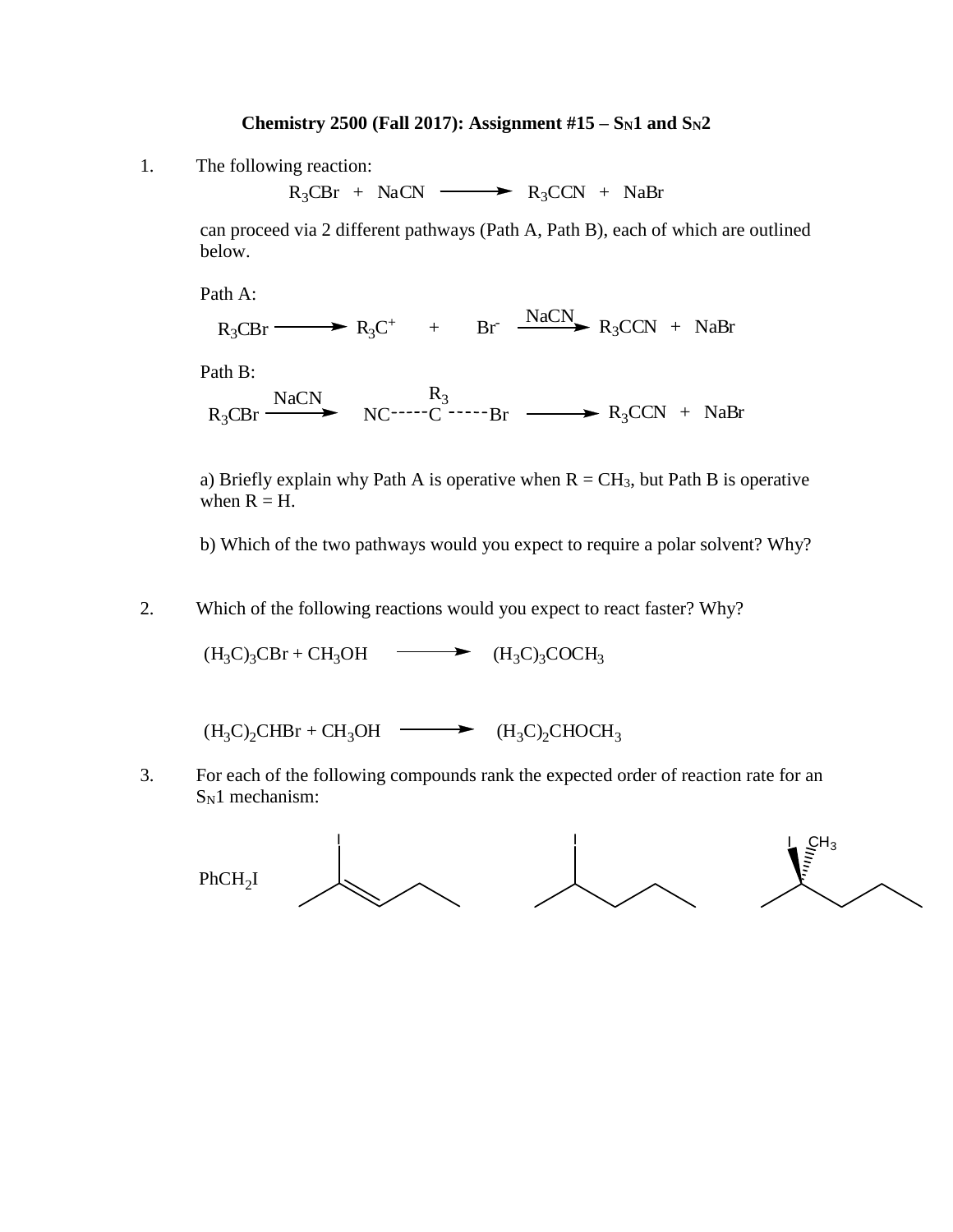**Chemistry 2500 (Fall 2017): Assignment #15 – $S_N1$ and $S_N2$**

1. The following reaction:

$$R_3CBr \ + \ NaCN \longrightarrow R_3CCN \ + \ NaBr$$

can proceed via 2 different pathways (Path A, Path B), each of which are outlined below.

Path A:

$$R_3CBr \longrightarrow R_3C^+ \quad + \quad Br^- \xrightarrow{NaCN} R_3CCN \ + \ NaBr$$

Path B:

$$R_3CBr \xrightarrow{NaCN} NC\text{-----}\overset{R_3}{C}\text{-----}Br \longrightarrow R_3CCN \ + \ NaBr$$

a) Briefly explain why Path A is operative when R = $CH_3$, but Path B is operative when R = H.

b) Which of the two pathways would you expect to require a polar solvent? Why?

2. Which of the following reactions would you expect to react faster? Why?

$$(H_3C)_3CBr + CH_3OH \longrightarrow (H_3C)_3COCH_3$$

$$(H_3C)_2CHBr + CH_3OH \longrightarrow (H_3C)_2CHOCH_3$$

3. For each of the following compounds rank the expected order of reaction rate for an $S_N1$ mechanism:

$PhCH_2I$

I

I

I $CH_3$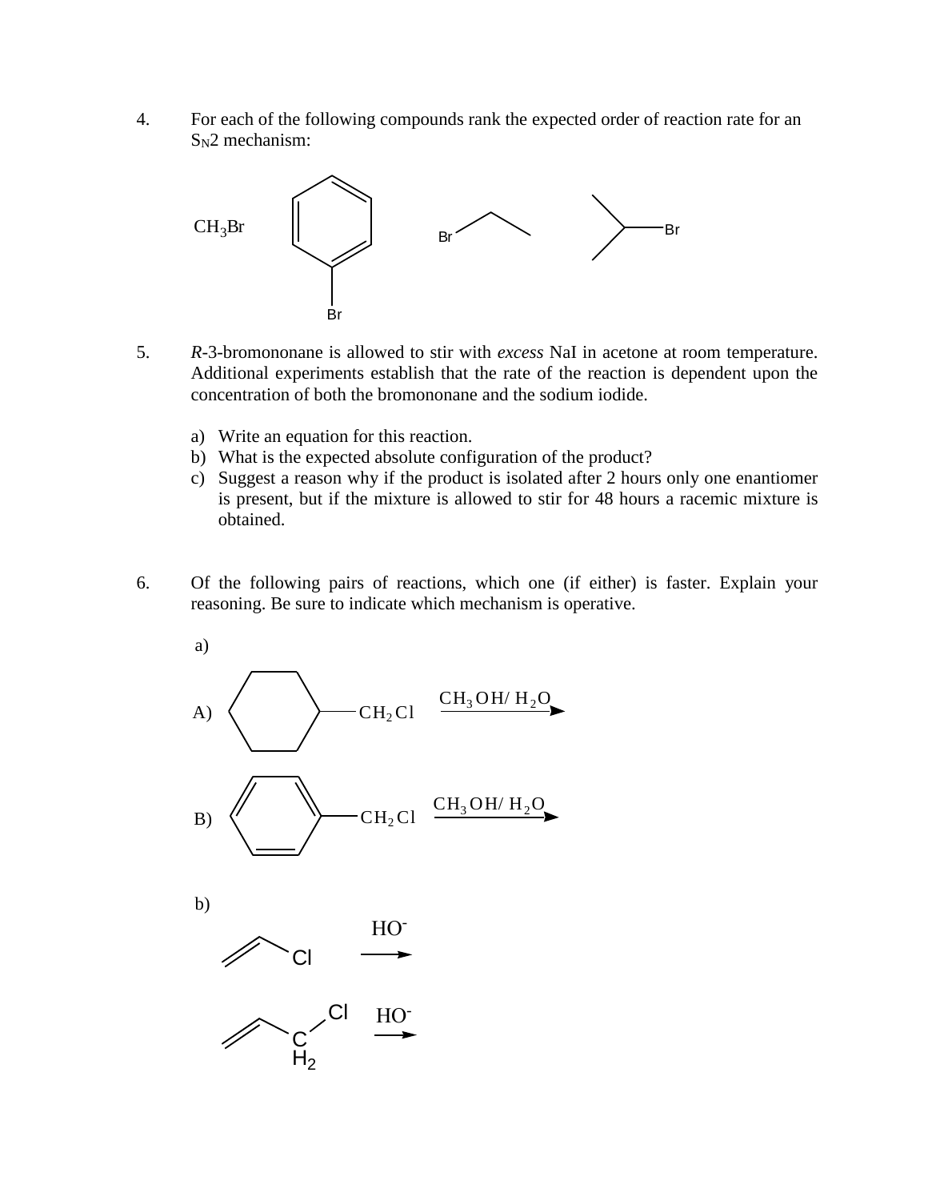4. For each of the following compounds rank the expected order of reaction rate for an $S_N2$ mechanism:

$CH_3Br$

Br

Br

Br

5. *R*-3-bromononane is allowed to stir with *excess* NaI in acetone at room temperature. Additional experiments establish that the rate of the reaction is dependent upon the concentration of both the bromononane and the sodium iodide.

   a) Write an equation for this reaction.
   b) What is the expected absolute configuration of the product?
   c) Suggest a reason why if the product is isolated after 2 hours only one enantiomer is present, but if the mixture is allowed to stir for 48 hours a racemic mixture is obtained.

6. Of the following pairs of reactions, which one (if either) is faster. Explain your reasoning. Be sure to indicate which mechanism is operative.

   a)

   A) $CH_2Cl$ $\xrightarrow{CH_3OH/\ H_2O}$

   B) $CH_2Cl$ $\xrightarrow{CH_3OH/\ H_2O}$

   b)

   Cl $\xrightarrow{HO^-}$

   Cl $\xrightarrow{HO^-}$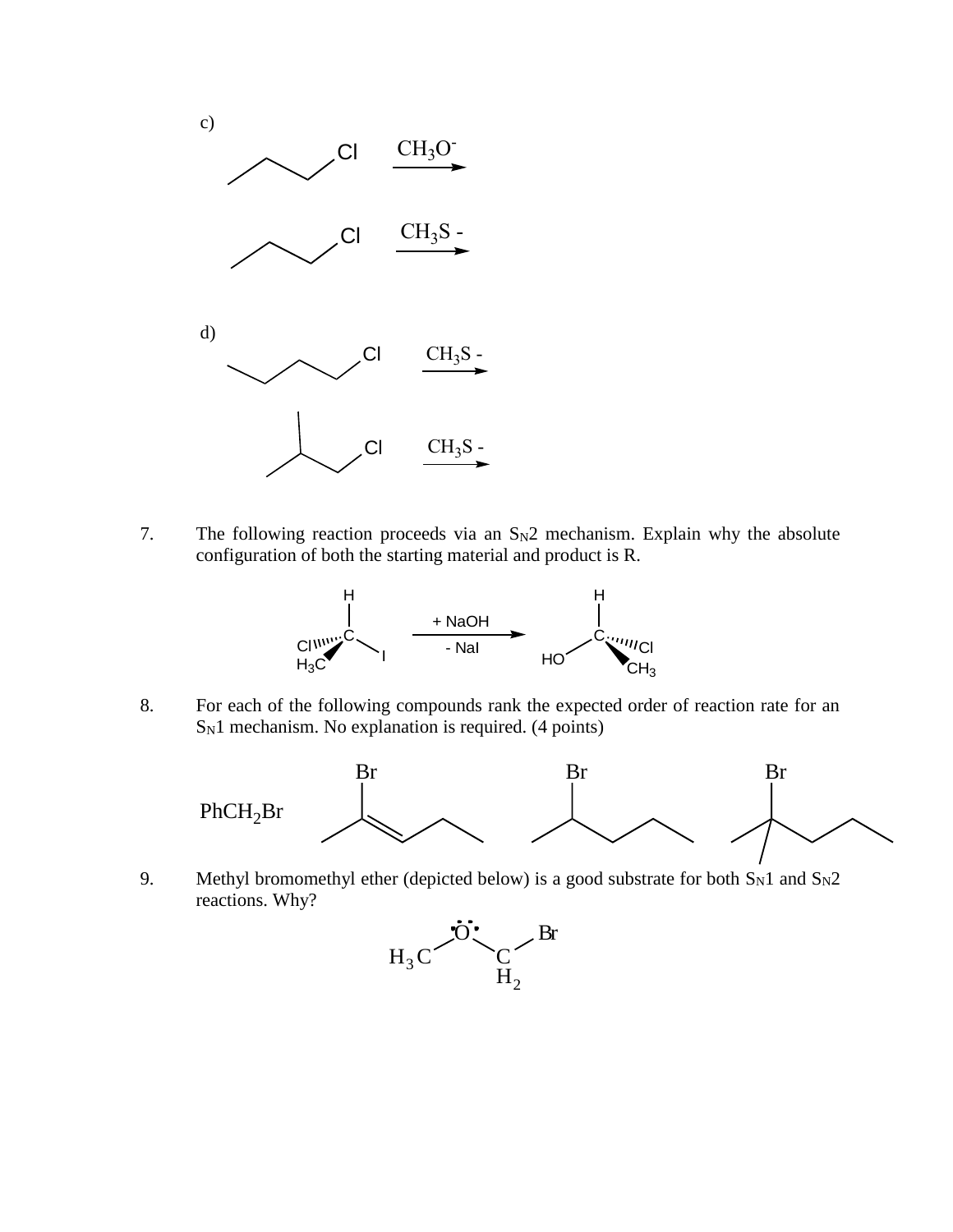c)

Cl $\xrightarrow{CH_3O^-}$

Cl $\xrightarrow{CH_3S\ -}$

d)

Cl $\xrightarrow{CH_3S\ -}$

Cl $\xrightarrow{CH_3S\ -}$

7. The following reaction proceeds via an $S_N2$ mechanism. Explain why the absolute configuration of both the starting material and product is R.

H, Cl, $H_3C$, C, I $\xrightarrow[-\ NaI]{+\ NaOH}$ H, C, HO, Cl, $CH_3$

8. For each of the following compounds rank the expected order of reaction rate for an $S_N1$ mechanism. No explanation is required. (4 points)

$PhCH_2Br$ Br Br Br

9. Methyl bromomethyl ether (depicted below) is a good substrate for both $S_N1$ and $S_N2$ reactions. Why?

$H_3C$ Ö $CH_2$ Br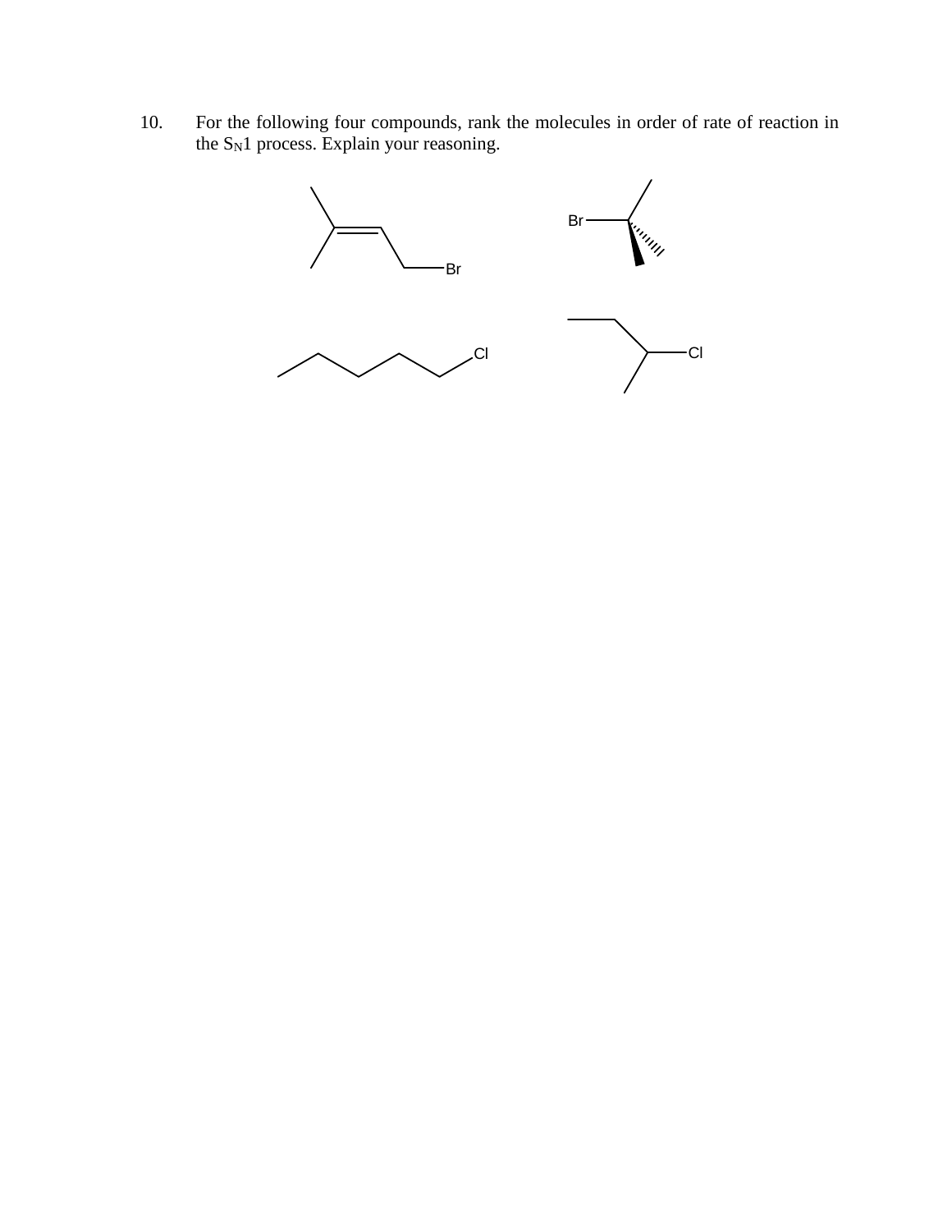10. For the following four compounds, rank the molecules in order of rate of reaction in the $S_N1$ process. Explain your reasoning.

Br

Br

Cl

Cl